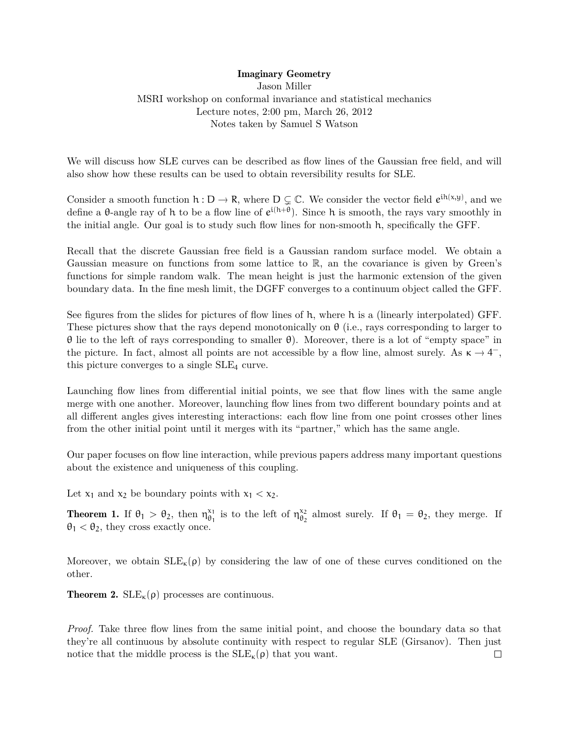**Imaginary Geometry**

Jason Miller

MSRI workshop on conformal invariance and statistical mechanics

Lecture notes, 2:00 pm, March 26, 2012

Notes taken by Samuel S Watson

We will discuss how SLE curves can be described as flow lines of the Gaussian free field, and will also show how these results can be used to obtain reversibility results for SLE.

Consider a smooth function $h : D \to R$, where $D \subsetneq \mathbb{C}$. We consider the vector field $e^{ih(x,y)}$, and we define a $\theta$-angle ray of $h$ to be a flow line of $e^{i(h+\theta)}$. Since $h$ is smooth, the rays vary smoothly in the initial angle. Our goal is to study such flow lines for non-smooth $h$, specifically the GFF.

Recall that the discrete Gaussian free field is a Gaussian random surface model. We obtain a Gaussian measure on functions from some lattice to $\mathbb{R}$, an the covariance is given by Green's functions for simple random walk. The mean height is just the harmonic extension of the given boundary data. In the fine mesh limit, the DGFF converges to a continuum object called the GFF.

See figures from the slides for pictures of flow lines of $h$, where $h$ is a (linearly interpolated) GFF. These pictures show that the rays depend monotonically on $\theta$ (i.e., rays corresponding to larger to $\theta$ lie to the left of rays corresponding to smaller $\theta$). Moreover, there is a lot of "empty space" in the picture. In fact, almost all points are not accessible by a flow line, almost surely. As $\kappa \to 4^-$, this picture converges to a single $\text{SLE}_4$ curve.

Launching flow lines from differential initial points, we see that flow lines with the same angle merge with one another. Moreover, launching flow lines from two different boundary points and at all different angles gives interesting interactions: each flow line from one point crosses other lines from the other initial point until it merges with its "partner," which has the same angle.

Our paper focuses on flow line interaction, while previous papers address many important questions about the existence and uniqueness of this coupling.

Let $x_1$ and $x_2$ be boundary points with $x_1 < x_2$.

**Theorem 1.** If $\theta_1 > \theta_2$, then $\eta_{\theta_1}^{x_1}$ is to the left of $\eta_{\theta_2}^{x_2}$ almost surely. If $\theta_1 = \theta_2$, they merge. If $\theta_1 < \theta_2$, they cross exactly once.

Moreover, we obtain $\text{SLE}_\kappa(\rho)$ by considering the law of one of these curves conditioned on the other.

**Theorem 2.** $\text{SLE}_\kappa(\rho)$ processes are continuous.

*Proof.* Take three flow lines from the same initial point, and choose the boundary data so that they're all continuous by absolute continuity with respect to regular SLE (Girsanov). Then just notice that the middle process is the $\text{SLE}_\kappa(\rho)$ that you want. □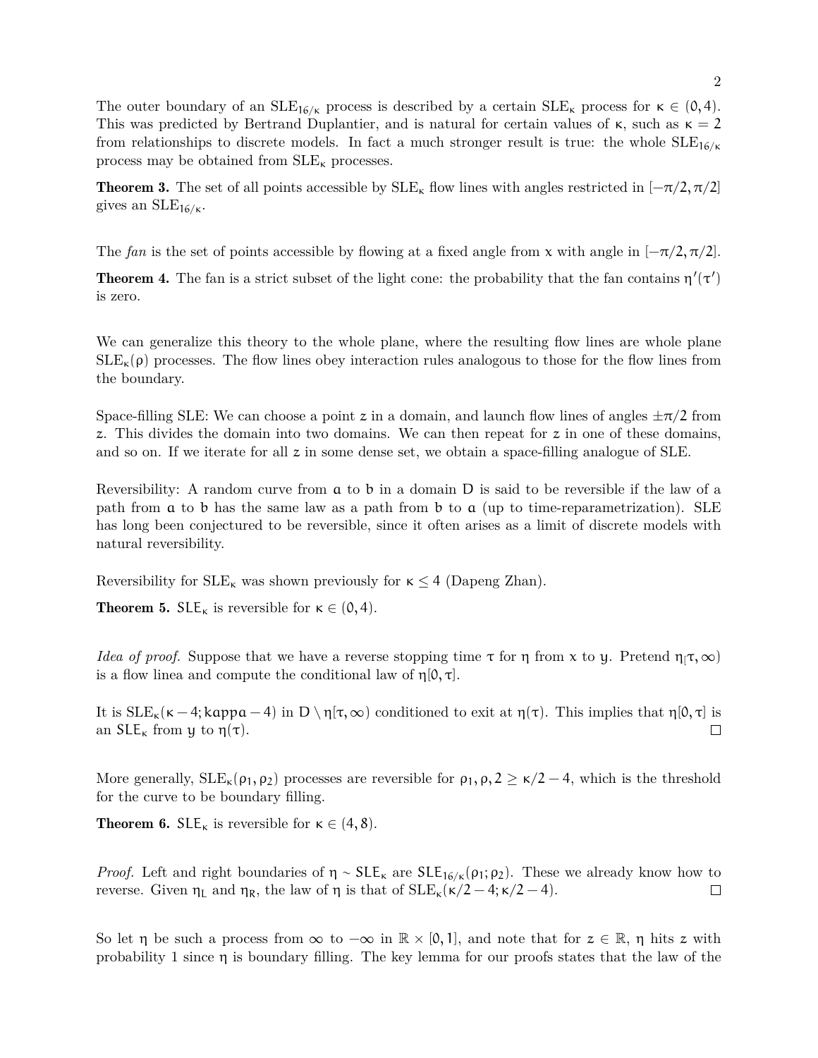The outer boundary of an $\mathrm{SLE}_{16/\kappa}$ process is described by a certain $\mathrm{SLE}_\kappa$ process for $\kappa \in (0,4)$. This was predicted by Bertrand Duplantier, and is natural for certain values of $\kappa$, such as $\kappa = 2$ from relationships to discrete models. In fact a much stronger result is true: the whole $\mathrm{SLE}_{16/\kappa}$ process may be obtained from $\mathrm{SLE}_\kappa$ processes.

**Theorem 3.** The set of all points accessible by $\mathrm{SLE}_\kappa$ flow lines with angles restricted in $[-\pi/2, \pi/2]$ gives an $\mathrm{SLE}_{16/\kappa}$.

The *fan* is the set of points accessible by flowing at a fixed angle from $x$ with angle in $[-\pi/2, \pi/2]$.

**Theorem 4.** The fan is a strict subset of the light cone: the probability that the fan contains $\eta'(\tau')$ is zero.

We can generalize this theory to the whole plane, where the resulting flow lines are whole plane $\mathrm{SLE}_\kappa(\rho)$ processes. The flow lines obey interaction rules analogous to those for the flow lines from the boundary.

Space-filling SLE: We can choose a point $z$ in a domain, and launch flow lines of angles $\pm\pi/2$ from $z$. This divides the domain into two domains. We can then repeat for $z$ in one of these domains, and so on. If we iterate for all $z$ in some dense set, we obtain a space-filling analogue of SLE.

Reversibility: A random curve from $a$ to $b$ in a domain $D$ is said to be reversible if the law of a path from $a$ to $b$ has the same law as a path from $b$ to $a$ (up to time-reparametrization). SLE has long been conjectured to be reversible, since it often arises as a limit of discrete models with natural reversibility.

Reversibility for $\mathrm{SLE}_\kappa$ was shown previously for $\kappa \leq 4$ (Dapeng Zhan).

**Theorem 5.** $\mathsf{SLE}_\kappa$ is reversible for $\kappa \in (0,4)$.

*Idea of proof.* Suppose that we have a reverse stopping time $\tau$ for $\eta$ from $x$ to $y$. Pretend $\eta_[\tau, \infty)$ is a flow linea and compute the conditional law of $\eta[0, \tau]$.

It is $\mathrm{SLE}_\kappa(\kappa - 4; \mathrm{kappa} - 4)$ in $D \setminus \eta[\tau, \infty)$ conditioned to exit at $\eta(\tau)$. This implies that $\eta[0, \tau]$ is an $\mathsf{SLE}_\kappa$ from $y$ to $\eta(\tau)$. ∎

More generally, $\mathrm{SLE}_\kappa(\rho_1, \rho_2)$ processes are reversible for $\rho_1, \rho, 2 \geq \kappa/2 - 4$, which is the threshold for the curve to be boundary filling.

**Theorem 6.** $\mathsf{SLE}_\kappa$ is reversible for $\kappa \in (4,8)$.

*Proof.* Left and right boundaries of $\eta \sim \mathsf{SLE}_\kappa$ are $\mathsf{SLE}_{16/\kappa}(\rho_1; \rho_2)$. These we already know how to reverse. Given $\eta_L$ and $\eta_R$, the law of $\eta$ is that of $\mathsf{SLE}_\kappa(\kappa/2 - 4; \kappa/2 - 4)$. ∎

So let $\eta$ be such a process from $\infty$ to $-\infty$ in $\mathbb{R} \times [0,1]$, and note that for $z \in \mathbb{R}$, $\eta$ hits $z$ with probability 1 since $\eta$ is boundary filling. The key lemma for our proofs states that the law of the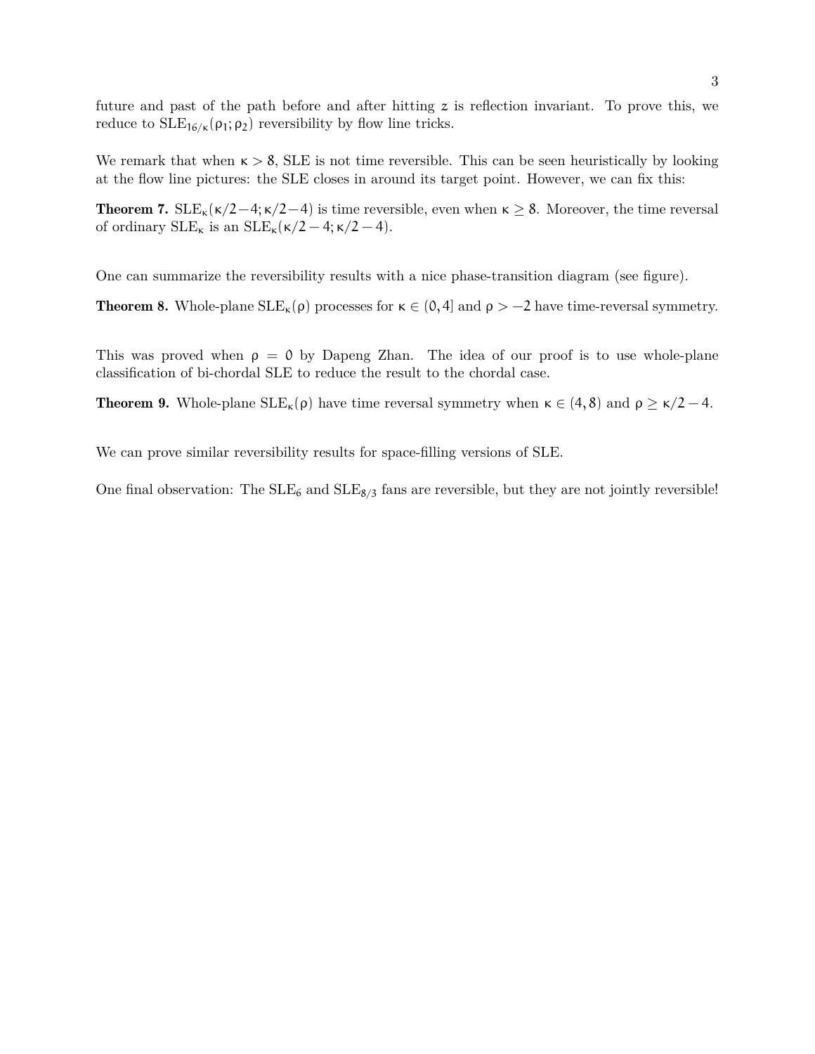future and past of the path before and after hitting $z$ is reflection invariant. To prove this, we reduce to $\mathrm{SLE}_{16/\kappa}(\rho_1; \rho_2)$ reversibility by flow line tricks.

We remark that when $\kappa > 8$, SLE is not time reversible. This can be seen heuristically by looking at the flow line pictures: the SLE closes in around its target point. However, we can fix this:

**Theorem 7.** $\mathrm{SLE}_\kappa(\kappa/2-4; \kappa/2-4)$ is time reversible, even when $\kappa \geq 8$. Moreover, the time reversal of ordinary $\mathrm{SLE}_\kappa$ is an $\mathrm{SLE}_\kappa(\kappa/2-4; \kappa/2-4)$.

One can summarize the reversibility results with a nice phase-transition diagram (see figure).

**Theorem 8.** Whole-plane $\mathrm{SLE}_\kappa(\rho)$ processes for $\kappa \in (0, 4]$ and $\rho > -2$ have time-reversal symmetry.

This was proved when $\rho = 0$ by Dapeng Zhan. The idea of our proof is to use whole-plane classification of bi-chordal SLE to reduce the result to the chordal case.

**Theorem 9.** Whole-plane $\mathrm{SLE}_\kappa(\rho)$ have time reversal symmetry when $\kappa \in (4, 8)$ and $\rho \geq \kappa/2-4$.

We can prove similar reversibility results for space-filling versions of SLE.

One final observation: The $\mathrm{SLE}_6$ and $\mathrm{SLE}_{8/3}$ fans are reversible, but they are not jointly reversible!